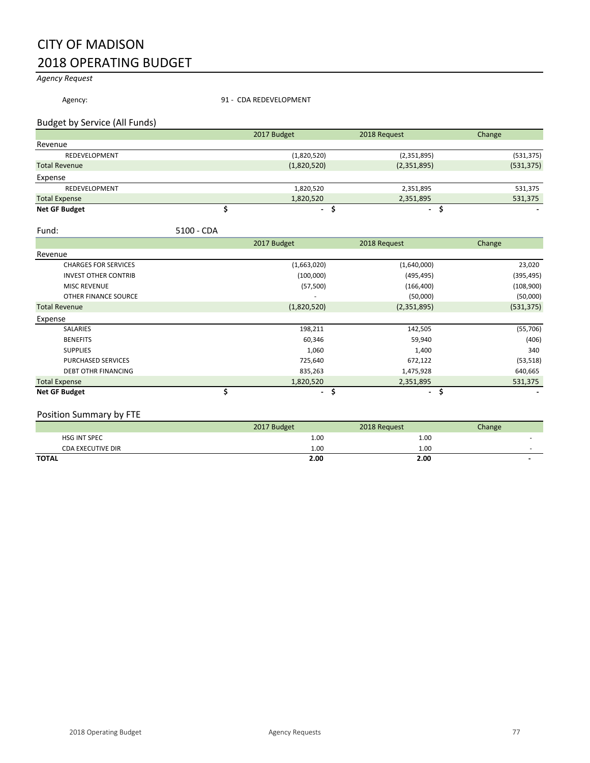# CITY OF MADISON
# 2018 OPERATING BUDGET

*Agency Request*

Agency: 91 - CDA REDEVELOPMENT

## Budget by Service (All Funds)

| | 2017 Budget | 2018 Request | Change |
|---|---|---|---|
| **Revenue** | | | |
| REDEVELOPMENT | (1,820,520) | (2,351,895) | (531,375) |
| Total Revenue | (1,820,520) | (2,351,895) | (531,375) |
| **Expense** | | | |
| REDEVELOPMENT | 1,820,520 | 2,351,895 | 531,375 |
| Total Expense | 1,820,520 | 2,351,895 | 531,375 |
| **Net GF Budget** | $ - | $ - | $ - |

Fund: 5100 - CDA

| | 2017 Budget | 2018 Request | Change |
|---|---|---|---|
| **Revenue** | | | |
| CHARGES FOR SERVICES | (1,663,020) | (1,640,000) | 23,020 |
| INVEST OTHER CONTRIB | (100,000) | (495,495) | (395,495) |
| MISC REVENUE | (57,500) | (166,400) | (108,900) |
| OTHER FINANCE SOURCE | - | (50,000) | (50,000) |
| Total Revenue | (1,820,520) | (2,351,895) | (531,375) |
| **Expense** | | | |
| SALARIES | 198,211 | 142,505 | (55,706) |
| BENEFITS | 60,346 | 59,940 | (406) |
| SUPPLIES | 1,060 | 1,400 | 340 |
| PURCHASED SERVICES | 725,640 | 672,122 | (53,518) |
| DEBT OTHR FINANCING | 835,263 | 1,475,928 | 640,665 |
| Total Expense | 1,820,520 | 2,351,895 | 531,375 |
| **Net GF Budget** | $ - | $ - | $ - |

## Position Summary by FTE

| | 2017 Budget | 2018 Request | Change |
|---|---|---|---|
| HSG INT SPEC | 1.00 | 1.00 | - |
| CDA EXECUTIVE DIR | 1.00 | 1.00 | - |
| **TOTAL** | **2.00** | **2.00** | **-** |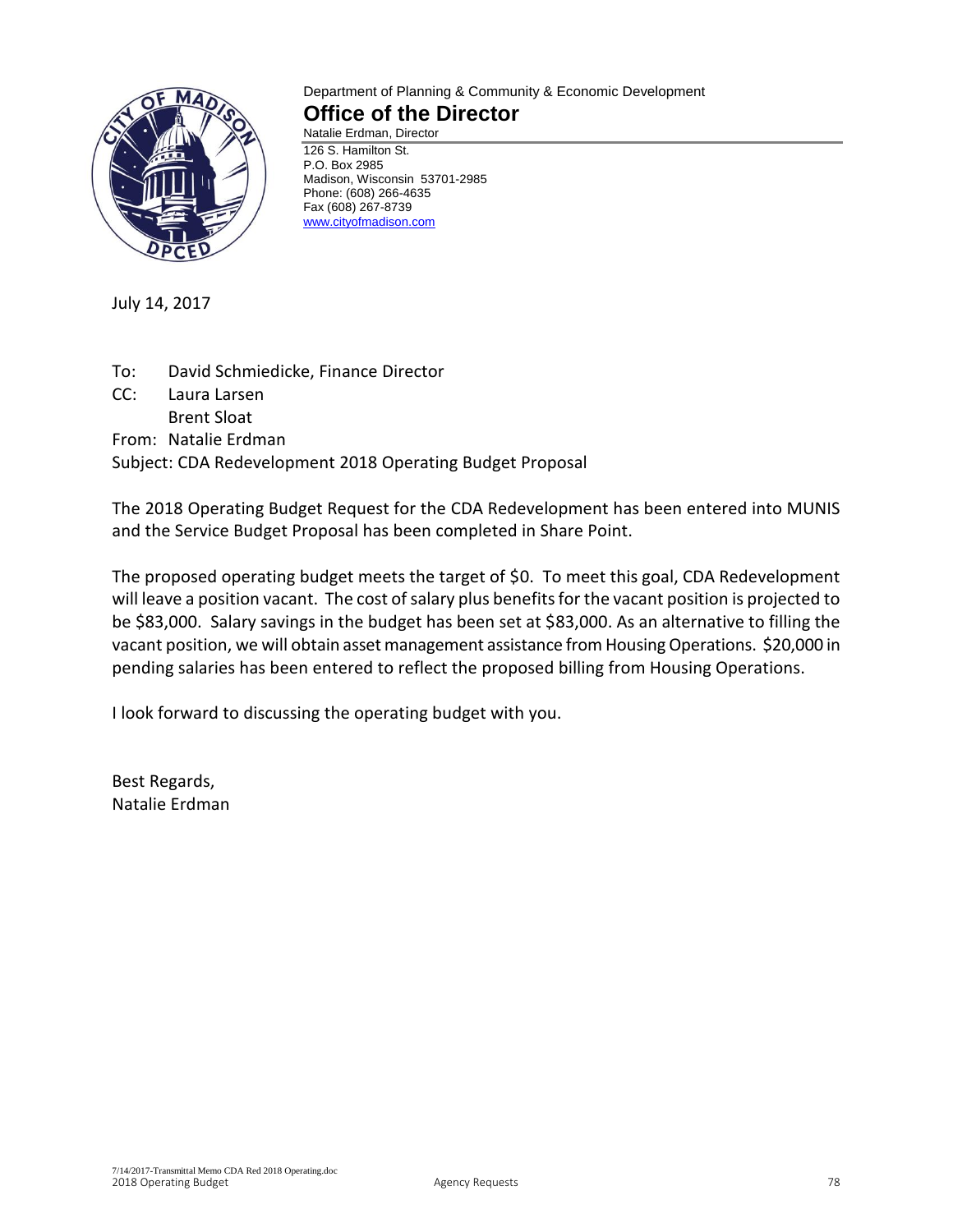Department of Planning & Community & Economic Development

# Office of the Director

Natalie Erdman, Director

126 S. Hamilton St.
P.O. Box 2985
Madison, Wisconsin 53701-2985
Phone: (608) 266-4635
Fax (608) 267-8739
www.cityofmadison.com

July 14, 2017

To: David Schmiedicke, Finance Director
CC: Laura Larsen
Brent Sloat
From: Natalie Erdman
Subject: CDA Redevelopment 2018 Operating Budget Proposal

The 2018 Operating Budget Request for the CDA Redevelopment has been entered into MUNIS and the Service Budget Proposal has been completed in Share Point.

The proposed operating budget meets the target of $0. To meet this goal, CDA Redevelopment will leave a position vacant. The cost of salary plus benefits for the vacant position is projected to be $83,000. Salary savings in the budget has been set at $83,000. As an alternative to filling the vacant position, we will obtain asset management assistance from Housing Operations. $20,000 in pending salaries has been entered to reflect the proposed billing from Housing Operations.

I look forward to discussing the operating budget with you.

Best Regards,
Natalie Erdman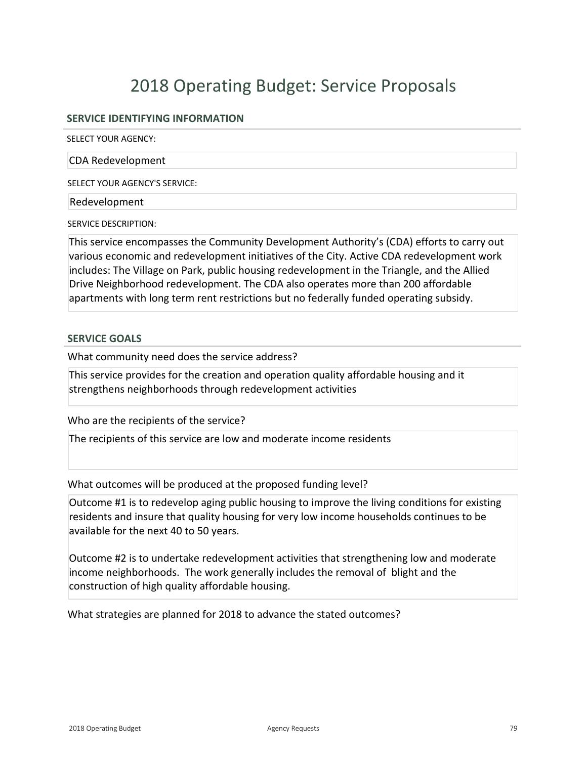# 2018 Operating Budget: Service Proposals

## SERVICE IDENTIFYING INFORMATION

SELECT YOUR AGENCY:

CDA Redevelopment

SELECT YOUR AGENCY'S SERVICE:

Redevelopment

SERVICE DESCRIPTION:

This service encompasses the Community Development Authority's (CDA) efforts to carry out various economic and redevelopment initiatives of the City. Active CDA redevelopment work includes: The Village on Park, public housing redevelopment in the Triangle, and the Allied Drive Neighborhood redevelopment. The CDA also operates more than 200 affordable apartments with long term rent restrictions but no federally funded operating subsidy.

## SERVICE GOALS

What community need does the service address?

This service provides for the creation and operation quality affordable housing and it strengthens neighborhoods through redevelopment activities

Who are the recipients of the service?

The recipients of this service are low and moderate income residents

What outcomes will be produced at the proposed funding level?

Outcome #1 is to redevelop aging public housing to improve the living conditions for existing residents and insure that quality housing for very low income households continues to be available for the next 40 to 50 years.

Outcome #2 is to undertake redevelopment activities that strengthening low and moderate income neighborhoods. The work generally includes the removal of blight and the construction of high quality affordable housing.

What strategies are planned for 2018 to advance the stated outcomes?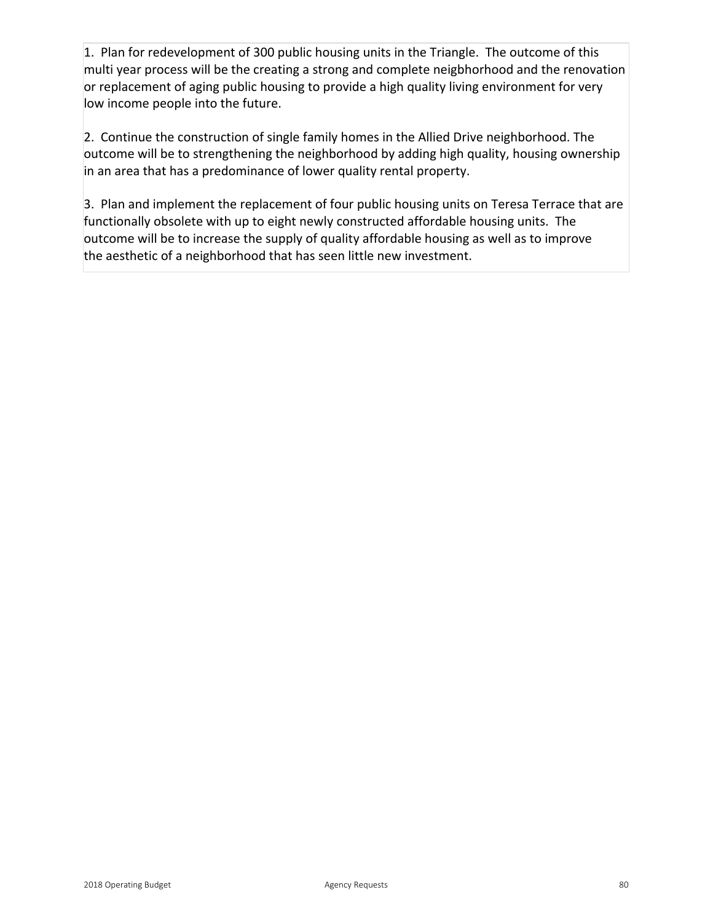1. Plan for redevelopment of 300 public housing units in the Triangle. The outcome of this multi year process will be the creating a strong and complete neigbhorhood and the renovation or replacement of aging public housing to provide a high quality living environment for very low income people into the future.

2. Continue the construction of single family homes in the Allied Drive neighborhood. The outcome will be to strengthening the neighborhood by adding high quality, housing ownership in an area that has a predominance of lower quality rental property.

3. Plan and implement the replacement of four public housing units on Teresa Terrace that are functionally obsolete with up to eight newly constructed affordable housing units. The outcome will be to increase the supply of quality affordable housing as well as to improve the aesthetic of a neighborhood that has seen little new investment.